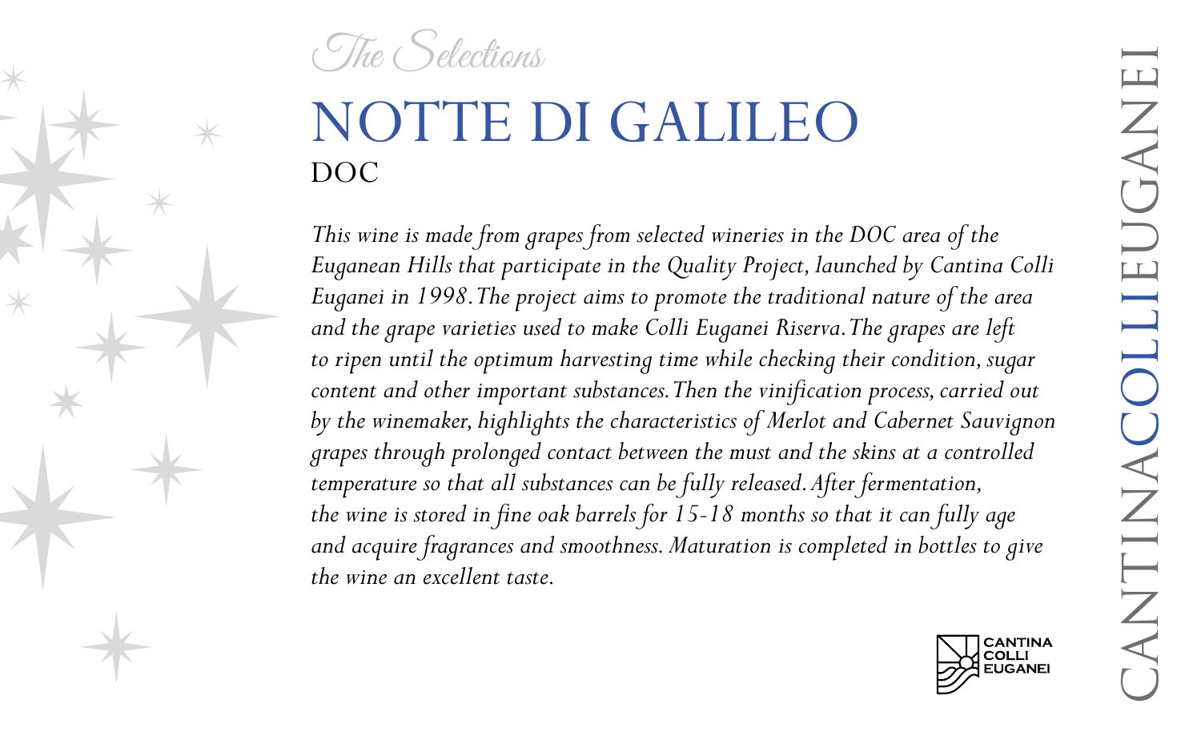*The Selections*

# NOTTE DI GALILEO

## DOC

*This wine is made from grapes from selected wineries in the DOC area of the Euganean Hills that participate in the Quality Project, launched by Cantina Colli Euganei in 1998. The project aims to promote the traditional nature of the area and the grape varieties used to make Colli Euganei Riserva. The grapes are left to ripen until the optimum harvesting time while checking their condition, sugar content and other important substances. Then the vinification process, carried out by the winemaker, highlights the characteristics of Merlot and Cabernet Sauvignon grapes through prolonged contact between the must and the skins at a controlled temperature so that all substances can be fully released. After fermentation, the wine is stored in fine oak barrels for 15-18 months so that it can fully age and acquire fragrances and smoothness. Maturation is completed in bottles to give the wine an excellent taste.*

CANTINA COLLI EUGANEI

CANTINACOLLIEUGANEI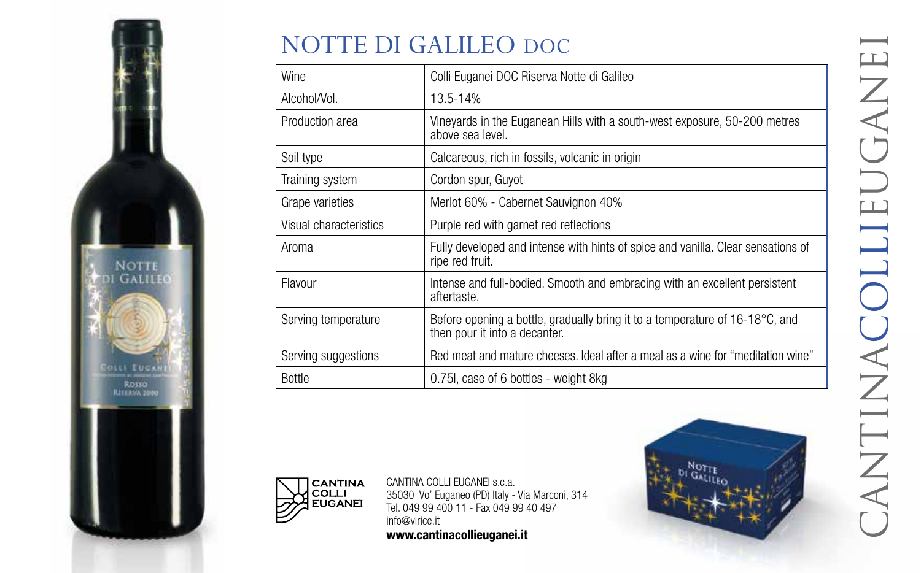# NOTTE DI GALILEO DOC

| | |
|---|---|
| Wine | Colli Euganei DOC Riserva Notte di Galileo |
| Alcohol/Vol. | 13.5-14% |
| Production area | Vineyards in the Euganean Hills with a south-west exposure, 50-200 metres above sea level. |
| Soil type | Calcareous, rich in fossils, volcanic in origin |
| Training system | Cordon spur, Guyot |
| Grape varieties | Merlot 60% - Cabernet Sauvignon 40% |
| Visual characteristics | Purple red with garnet red reflections |
| Aroma | Fully developed and intense with hints of spice and vanilla. Clear sensations of ripe red fruit. |
| Flavour | Intense and full-bodied. Smooth and embracing with an excellent persistent aftertaste. |
| Serving temperature | Before opening a bottle, gradually bring it to a temperature of 16-18°C, and then pour it into a decanter. |
| Serving suggestions | Red meat and mature cheeses. Ideal after a meal as a wine for “meditation wine” |
| Bottle | 0.75l, case of 6 bottles - weight 8kg |

CANTINA COLLI EUGANEI

CANTINA COLLI EUGANEI s.c.a.
35030 Vo' Euganeo (PD) Italy - Via Marconi, 314
Tel. 049 99 400 11 - Fax 049 99 40 497
info@virice.it
**www.cantinacollieuganei.it**

CANTINACOLLIEUGANEI